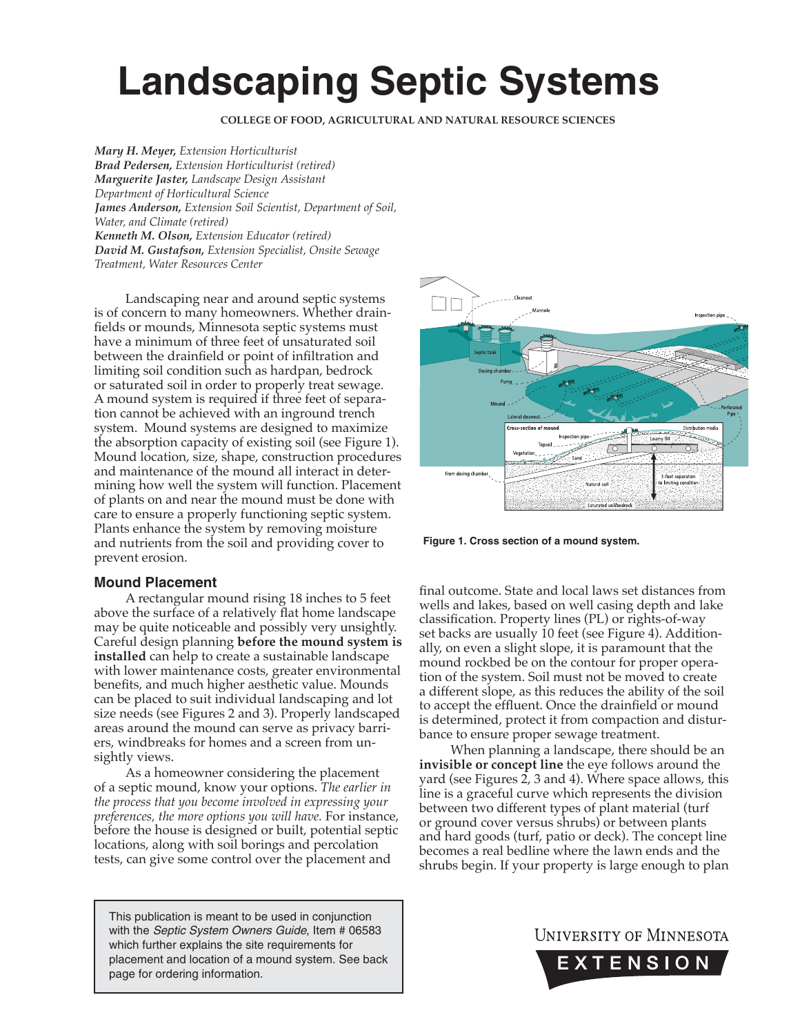# Landscaping Septic Systems

**COLLEGE OF FOOD, AGRICULTURAL AND NATURAL RESOURCE SCIENCES**

***Mary H. Meyer,*** *Extension Horticulturist*
***Brad Pedersen,*** *Extension Horticulturist (retired)*
***Marguerite Jaster,*** *Landscape Design Assistant*
*Department of Horticultural Science*
***James Anderson,*** *Extension Soil Scientist, Department of Soil, Water, and Climate (retired)*
***Kenneth M. Olson,*** *Extension Educator (retired)*
***David M. Gustafson,*** *Extension Specialist, Onsite Sewage Treatment, Water Resources Center*

Landscaping near and around septic systems is of concern to many homeowners. Whether drainfields or mounds, Minnesota septic systems must have a minimum of three feet of unsaturated soil between the drainfield or point of infiltration and limiting soil condition such as hardpan, bedrock or saturated soil in order to properly treat sewage. A mound system is required if three feet of separation cannot be achieved with an inground trench system. Mound systems are designed to maximize the absorption capacity of existing soil (see Figure 1). Mound location, size, shape, construction procedures and maintenance of the mound all interact in determining how well the system will function. Placement of plants on and near the mound must be done with care to ensure a properly functioning septic system. Plants enhance the system by removing moisture and nutrients from the soil and providing cover to prevent erosion.

**Figure 1. Cross section of a mound system.**

## Mound Placement

A rectangular mound rising 18 inches to 5 feet above the surface of a relatively flat home landscape may be quite noticeable and possibly very unsightly. Careful design planning **before the mound system is installed** can help to create a sustainable landscape with lower maintenance costs, greater environmental benefits, and much higher aesthetic value. Mounds can be placed to suit individual landscaping and lot size needs (see Figures 2 and 3). Properly landscaped areas around the mound can serve as privacy barriers, windbreaks for homes and a screen from unsightly views.

As a homeowner considering the placement of a septic mound, know your options. *The earlier in the process that you become involved in expressing your preferences, the more options you will have.* For instance, before the house is designed or built, potential septic locations, along with soil borings and percolation tests, can give some control over the placement and final outcome. State and local laws set distances from wells and lakes, based on well casing depth and lake classification. Property lines (PL) or rights-of-way set backs are usually 10 feet (see Figure 4). Additionally, on even a slight slope, it is paramount that the mound rockbed be on the contour for proper operation of the system. Soil must not be moved to create a different slope, as this reduces the ability of the soil to accept the effluent. Once the drainfield or mound is determined, protect it from compaction and disturbance to ensure proper sewage treatment.

When planning a landscape, there should be an **invisible or concept line** the eye follows around the yard (see Figures 2, 3 and 4). Where space allows, this line is a graceful curve which represents the division between two different types of plant material (turf or ground cover versus shrubs) or between plants and hard goods (turf, patio or deck). The concept line becomes a real bedline where the lawn ends and the shrubs begin. If your property is large enough to plan

This publication is meant to be used in conjunction with the *Septic System Owners Guide*, Item # 06583 which further explains the site requirements for placement and location of a mound system. See back page for ordering information.

UNIVERSITY OF MINNESOTA EXTENSION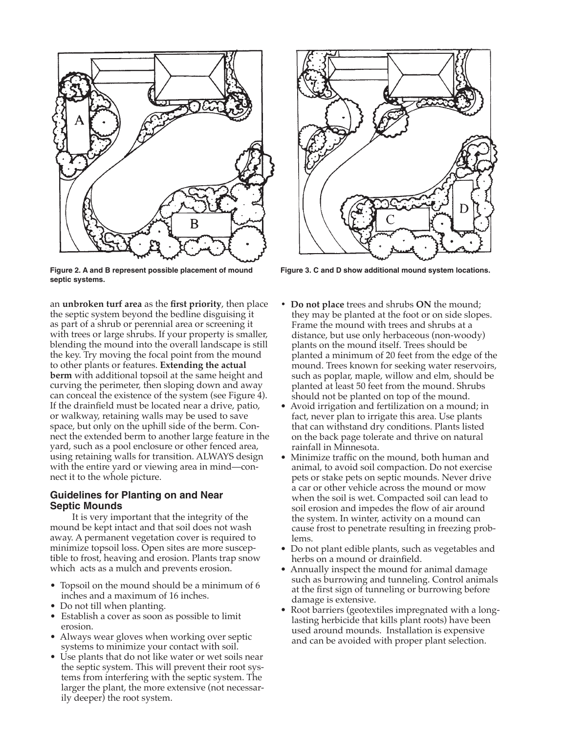Figure 2. A and B represent possible placement of mound septic systems.

Figure 3. C and D show additional mound system locations.

an **unbroken turf area** as the **first priority**, then place the septic system beyond the bedline disguising it as part of a shrub or perennial area or screening it with trees or large shrubs. If your property is smaller, blending the mound into the overall landscape is still the key. Try moving the focal point from the mound to other plants or features. **Extending the actual berm** with additional topsoil at the same height and curving the perimeter, then sloping down and away can conceal the existence of the system (see Figure 4). If the drainfield must be located near a drive, patio, or walkway, retaining walls may be used to save space, but only on the uphill side of the berm. Connect the extended berm to another large feature in the yard, such as a pool enclosure or other fenced area, using retaining walls for transition. ALWAYS design with the entire yard or viewing area in mind—connect it to the whole picture.

### Guidelines for Planting on and Near Septic Mounds

It is very important that the integrity of the mound be kept intact and that soil does not wash away. A permanent vegetation cover is required to minimize topsoil loss. Open sites are more susceptible to frost, heaving and erosion. Plants trap snow which acts as a mulch and prevents erosion.

- Topsoil on the mound should be a minimum of 6 inches and a maximum of 16 inches.
- Do not till when planting.
- Establish a cover as soon as possible to limit erosion.
- Always wear gloves when working over septic systems to minimize your contact with soil.
- Use plants that do not like water or wet soils near the septic system. This will prevent their root systems from interfering with the septic system. The larger the plant, the more extensive (not necessarily deeper) the root system.
- **Do not place** trees and shrubs **ON** the mound; they may be planted at the foot or on side slopes. Frame the mound with trees and shrubs at a distance, but use only herbaceous (non-woody) plants on the mound itself. Trees should be planted a minimum of 20 feet from the edge of the mound. Trees known for seeking water reservoirs, such as poplar, maple, willow and elm, should be planted at least 50 feet from the mound. Shrubs should not be planted on top of the mound.
- Avoid irrigation and fertilization on a mound; in fact, never plan to irrigate this area. Use plants that can withstand dry conditions. Plants listed on the back page tolerate and thrive on natural rainfall in Minnesota.
- Minimize traffic on the mound, both human and animal, to avoid soil compaction. Do not exercise pets or stake pets on septic mounds. Never drive a car or other vehicle across the mound or mow when the soil is wet. Compacted soil can lead to soil erosion and impedes the flow of air around the system. In winter, activity on a mound can cause frost to penetrate resulting in freezing problems.
- Do not plant edible plants, such as vegetables and herbs on a mound or drainfield.
- Annually inspect the mound for animal damage such as burrowing and tunneling. Control animals at the first sign of tunneling or burrowing before damage is extensive.
- Root barriers (geotextiles impregnated with a long-lasting herbicide that kills plant roots) have been used around mounds. Installation is expensive and can be avoided with proper plant selection.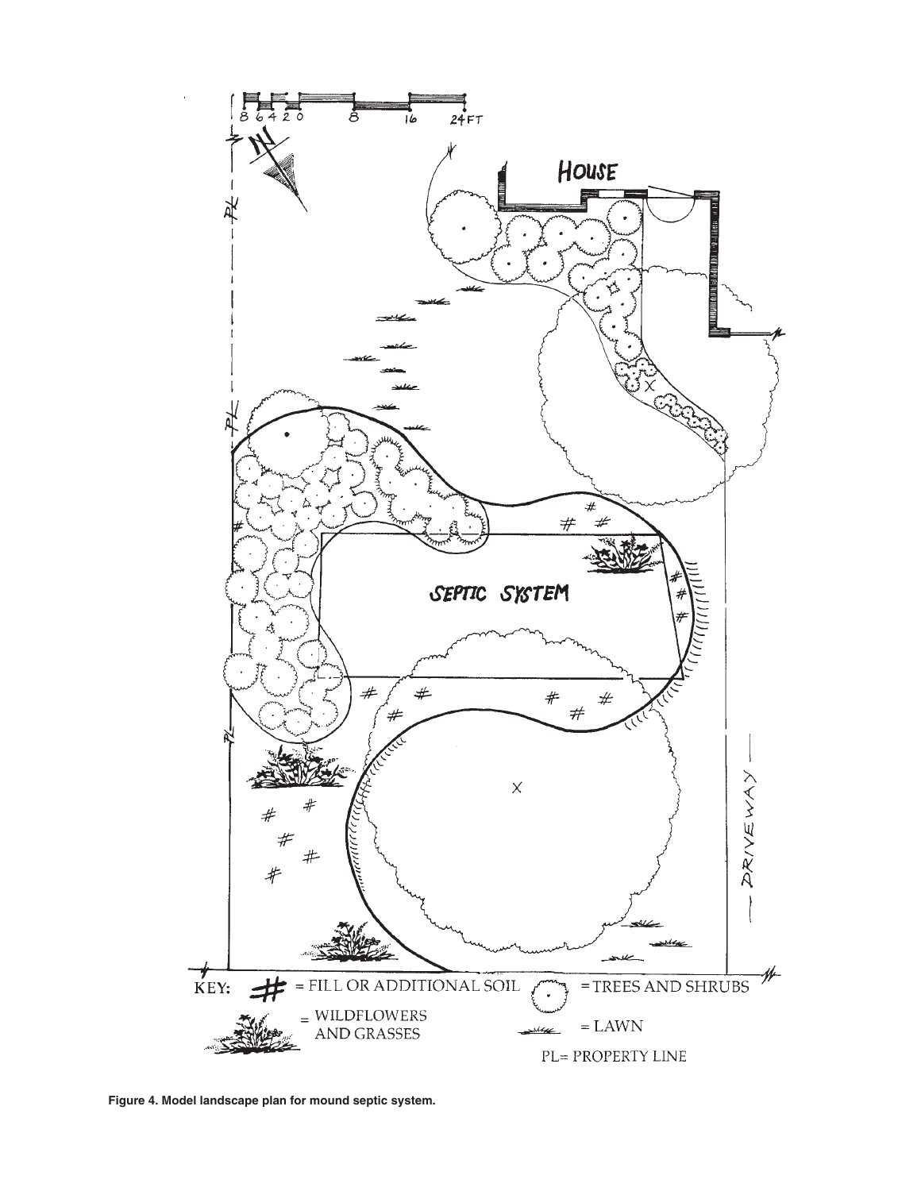Figure 4. Model landscape plan for mound septic system.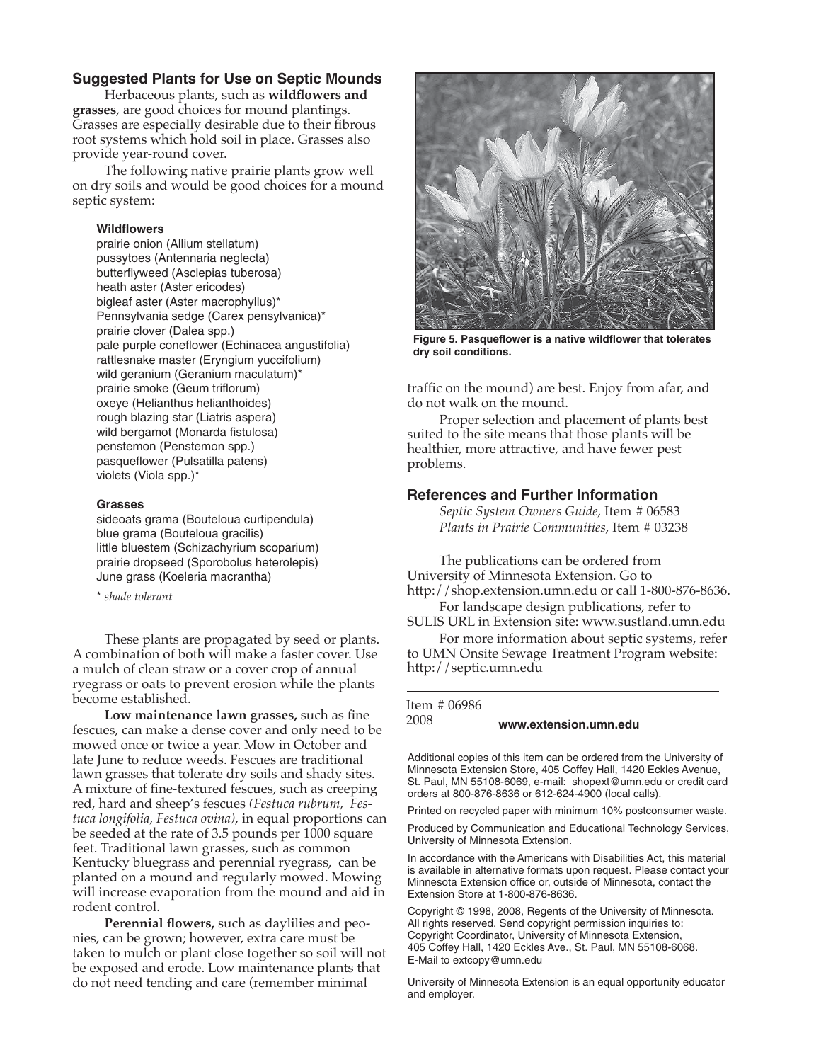## Suggested Plants for Use on Septic Mounds

Herbaceous plants, such as **wildflowers and grasses**, are good choices for mound plantings. Grasses are especially desirable due to their fibrous root systems which hold soil in place. Grasses also provide year-round cover.

The following native prairie plants grow well on dry soils and would be good choices for a mound septic system:

**Wildflowers**

prairie onion (Allium stellatum)
pussytoes (Antennaria neglecta)
butterflyweed (Asclepias tuberosa)
heath aster (Aster ericodes)
bigleaf aster (Aster macrophyllus)*
Pennsylvania sedge (Carex pensylvanica)*
prairie clover (Dalea spp.)
pale purple coneflower (Echinacea angustifolia)
rattlesnake master (Eryngium yuccifolium)
wild geranium (Geranium maculatum)*
prairie smoke (Geum triflorum)
oxeye (Helianthus helianthoides)
rough blazing star (Liatris aspera)
wild bergamot (Monarda fistulosa)
penstemon (Penstemon spp.)
pasqueflower (Pulsatilla patens)
violets (Viola spp.)*

**Grasses**

sideoats grama (Bouteloua curtipendula)
blue grama (Bouteloua gracilis)
little bluestem (Schizachyrium scoparium)
prairie dropseed (Sporobolus heterolepis)
June grass (Koeleria macrantha)

* *shade tolerant*

These plants are propagated by seed or plants. A combination of both will make a faster cover. Use a mulch of clean straw or a cover crop of annual ryegrass or oats to prevent erosion while the plants become established.

**Low maintenance lawn grasses,** such as fine fescues, can make a dense cover and only need to be mowed once or twice a year. Mow in October and late June to reduce weeds. Fescues are traditional lawn grasses that tolerate dry soils and shady sites. A mixture of fine-textured fescues, such as creeping red, hard and sheep's fescues *(Festuca rubrum, Festuca longifolia, Festuca ovina)*, in equal proportions can be seeded at the rate of 3.5 pounds per 1000 square feet. Traditional lawn grasses, such as common Kentucky bluegrass and perennial ryegrass, can be planted on a mound and regularly mowed. Mowing will increase evaporation from the mound and aid in rodent control.

**Perennial flowers,** such as daylilies and peonies, can be grown; however, extra care must be taken to mulch or plant close together so soil will not be exposed and erode. Low maintenance plants that do not need tending and care (remember minimal traffic on the mound) are best. Enjoy from afar, and do not walk on the mound.

**Figure 5. Pasqueflower is a native wildflower that tolerates dry soil conditions.**

Proper selection and placement of plants best suited to the site means that those plants will be healthier, more attractive, and have fewer pest problems.

## References and Further Information

*Septic System Owners Guide,* Item # 06583
*Plants in Prairie Communities*, Item # 03238

The publications can be ordered from University of Minnesota Extension. Go to http://shop.extension.umn.edu or call 1-800-876-8636.

For landscape design publications, refer to SULIS URL in Extension site: www.sustland.umn.edu

For more information about septic systems, refer to UMN Onsite Sewage Treatment Program website: http://septic.umn.edu

Item # 06986
2008

**www.extension.umn.edu**

Additional copies of this item can be ordered from the University of Minnesota Extension Store, 405 Coffey Hall, 1420 Eckles Avenue, St. Paul, MN 55108-6069, e-mail: shopext@umn.edu or credit card orders at 800-876-8636 or 612-624-4900 (local calls).

Printed on recycled paper with minimum 10% postconsumer waste.

Produced by Communication and Educational Technology Services, University of Minnesota Extension.

In accordance with the Americans with Disabilities Act, this material is available in alternative formats upon request. Please contact your Minnesota Extension office or, outside of Minnesota, contact the Extension Store at 1-800-876-8636.

Copyright © 1998, 2008, Regents of the University of Minnesota. All rights reserved. Send copyright permission inquiries to: Copyright Coordinator, University of Minnesota Extension, 405 Coffey Hall, 1420 Eckles Ave., St. Paul, MN 55108-6068. E-Mail to extcopy@umn.edu

University of Minnesota Extension is an equal opportunity educator and employer.